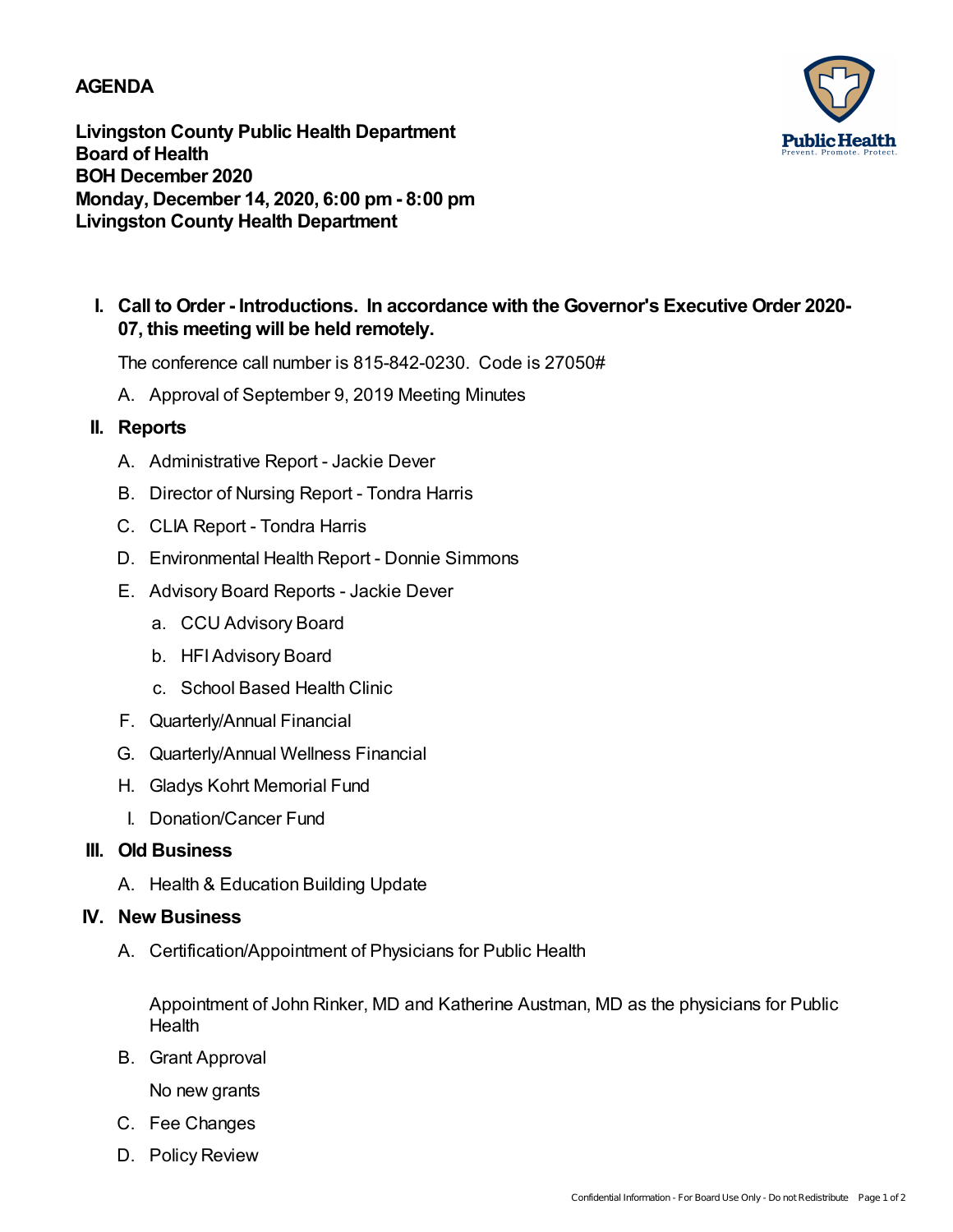# AGENDA

**Livingston County Public Health Department**
**Board of Health**
**BOH December 2020**
**Monday, December 14, 2020, 6:00 pm - 8:00 pm**
**Livingston County Health Department**

**I. Call to Order - Introductions. In accordance with the Governor's Executive Order 2020-07, this meeting will be held remotely.**

The conference call number is 815-842-0230. Code is 27050#

A. Approval of September 9, 2019 Meeting Minutes

**II. Reports**

A. Administrative Report - Jackie Dever

B. Director of Nursing Report - Tondra Harris

C. CLIA Report - Tondra Harris

D. Environmental Health Report - Donnie Simmons

E. Advisory Board Reports - Jackie Dever

a. CCU Advisory Board

b. HFI Advisory Board

c. School Based Health Clinic

F. Quarterly/Annual Financial

G. Quarterly/Annual Wellness Financial

H. Gladys Kohrt Memorial Fund

I. Donation/Cancer Fund

**III. Old Business**

A. Health & Education Building Update

**IV. New Business**

A. Certification/Appointment of Physicians for Public Health

Appointment of John Rinker, MD and Katherine Austman, MD as the physicians for Public Health

B. Grant Approval

No new grants

C. Fee Changes

D. Policy Review

Confidential Information - For Board Use Only - Do not Redistribute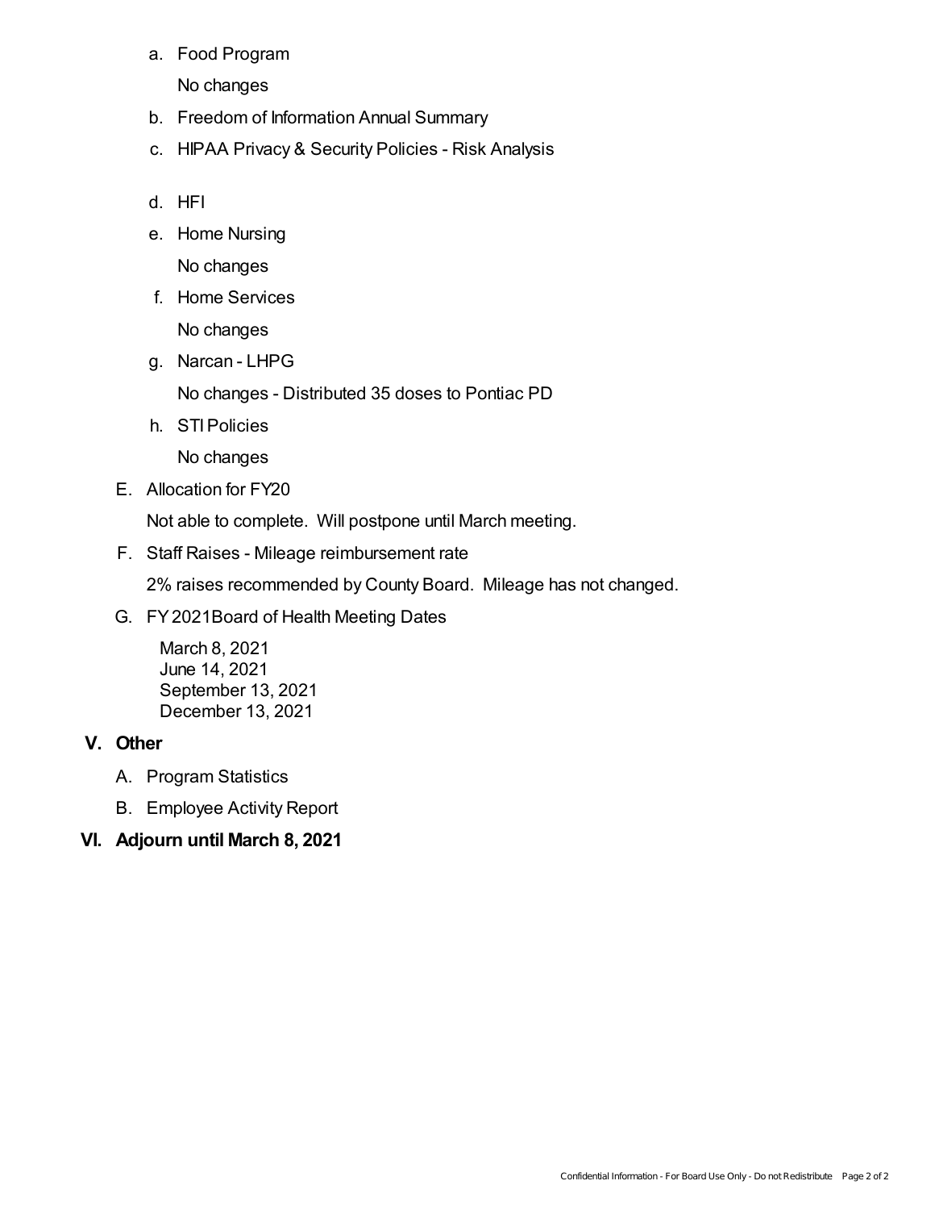a. Food Program

   No changes

b. Freedom of Information Annual Summary

c. HIPAA Privacy & Security Policies - Risk Analysis

d. HFI

e. Home Nursing

   No changes

f. Home Services

   No changes

g. Narcan - LHPG

   No changes - Distributed 35 doses to Pontiac PD

h. STI Policies

   No changes

E. Allocation for FY20

   Not able to complete. Will postpone until March meeting.

F. Staff Raises - Mileage reimbursement rate

   2% raises recommended by County Board. Mileage has not changed.

G. FY 2021Board of Health Meeting Dates

   March 8, 2021
   June 14, 2021
   September 13, 2021
   December 13, 2021

## V. Other

A. Program Statistics

B. Employee Activity Report

## VI. Adjourn until March 8, 2021

Confidential Information - For Board Use Only - Do not Redistribute